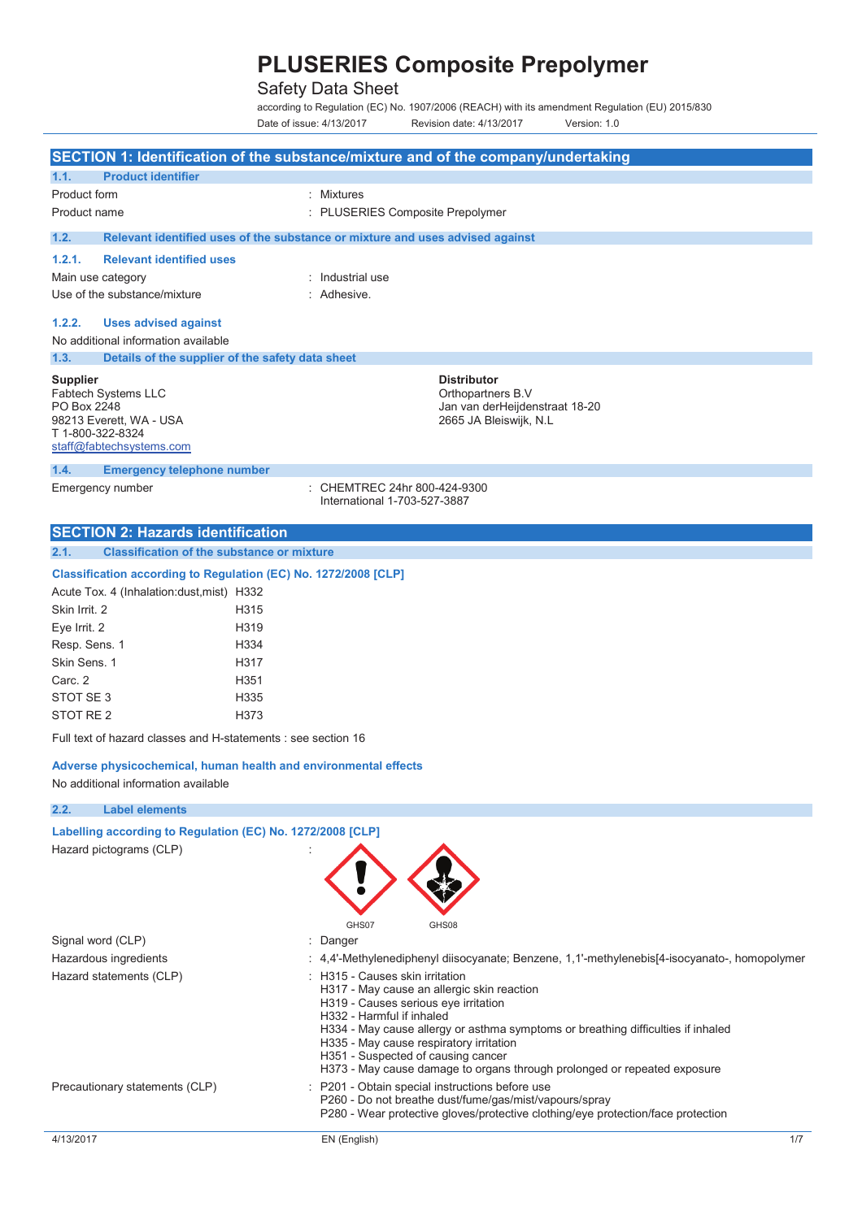# PLUSERIES Composite Prepolymer

Safety Data Sheet

according to Regulation (EC) No. 1907/2006 (REACH) with its amendment Regulation (EU) 2015/830

Date of issue: 4/13/2017 Revision date: 4/13/2017 Version: 1.0

## SECTION 1: Identification of the substance/mixture and of the company/undertaking

### 1.1. Product identifier

Product form : Mixtures

Product name : PLUSERIES Composite Prepolymer

### 1.2. Relevant identified uses of the substance or mixture and uses advised against

#### 1.2.1. Relevant identified uses

Main use category : Industrial use

Use of the substance/mixture : Adhesive.

#### 1.2.2. Uses advised against

No additional information available

### 1.3. Details of the supplier of the safety data sheet

**Supplier**
Fabtech Systems LLC
PO Box 2248
98213 Everett, WA - USA
T 1-800-322-8324
staff@fabtechsystems.com

**Distributor**
Orthopartners B.V
Jan van derHeijdenstraat 18-20
2665 JA Bleiswijk, N.L

### 1.4. Emergency telephone number

Emergency number : CHEMTREC 24hr 800-424-9300
International 1-703-527-3887

## SECTION 2: Hazards identification

### 2.1. Classification of the substance or mixture

**Classification according to Regulation (EC) No. 1272/2008 [CLP]**

| | |
|---|---|
| Acute Tox. 4 (Inhalation:dust,mist) | H332 |
| Skin Irrit. 2 | H315 |
| Eye Irrit. 2 | H319 |
| Resp. Sens. 1 | H334 |
| Skin Sens. 1 | H317 |
| Carc. 2 | H351 |
| STOT SE 3 | H335 |
| STOT RE 2 | H373 |

Full text of hazard classes and H-statements : see section 16

**Adverse physicochemical, human health and environmental effects**

No additional information available

### 2.2. Label elements

**Labelling according to Regulation (EC) No. 1272/2008 [CLP]**

Hazard pictograms (CLP) :

GHS07 GHS08

Signal word (CLP) : Danger

Hazardous ingredients : 4,4'-Methylenediphenyl diisocyanate; Benzene, 1,1'-methylenebis[4-isocyanato-, homopolymer

Hazard statements (CLP) :
H315 - Causes skin irritation
H317 - May cause an allergic skin reaction
H319 - Causes serious eye irritation
H332 - Harmful if inhaled
H334 - May cause allergy or asthma symptoms or breathing difficulties if inhaled
H335 - May cause respiratory irritation
H351 - Suspected of causing cancer
H373 - May cause damage to organs through prolonged or repeated exposure

Precautionary statements (CLP) :
P201 - Obtain special instructions before use
P260 - Do not breathe dust/fume/gas/mist/vapours/spray
P280 - Wear protective gloves/protective clothing/eye protection/face protection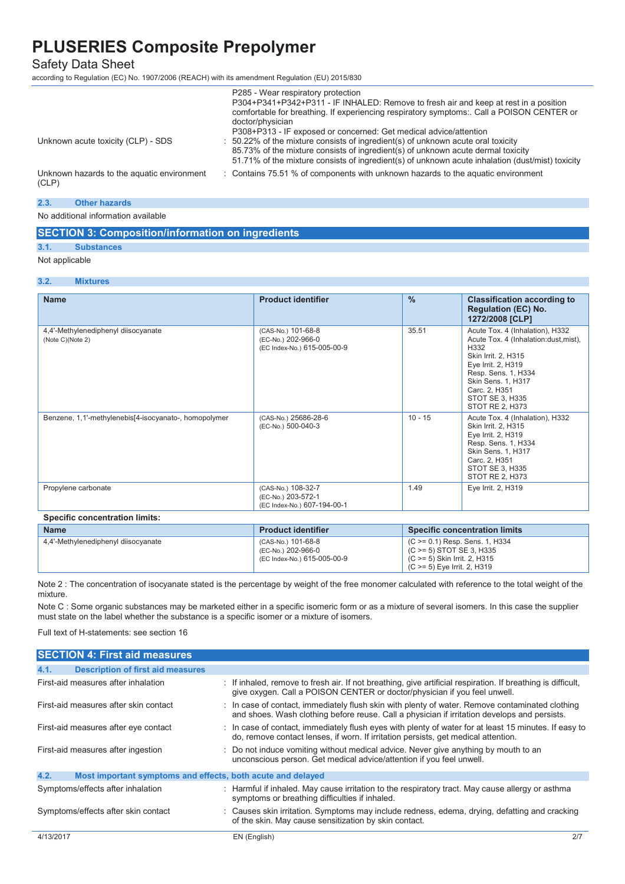| | |
|---|---|
| | P285 - Wear respiratory protection<br>P304+P341+P342+P311 - IF INHALED: Remove to fresh air and keep at rest in a position comfortable for breathing. If experiencing respiratory symptoms:. Call a POISON CENTER or doctor/physician<br>P308+P313 - IF exposed or concerned: Get medical advice/attention |
| Unknown acute toxicity (CLP) - SDS | : 50.22% of the mixture consists of ingredient(s) of unknown acute oral toxicity<br>85.73% of the mixture consists of ingredient(s) of unknown acute dermal toxicity<br>51.71% of the mixture consists of ingredient(s) of unknown acute inhalation (dust/mist) toxicity |
| Unknown hazards to the aquatic environment (CLP) | : Contains 75.51 % of components with unknown hazards to the aquatic environment |

### 2.3. Other hazards

No additional information available

## SECTION 3: Composition/information on ingredients

### 3.1. Substances

Not applicable

### 3.2. Mixtures

| Name | Product identifier | % | Classification according to Regulation (EC) No. 1272/2008 [CLP] |
|---|---|---|---|
| 4,4'-Methylenediphenyl diisocyanate (Note C)(Note 2) | (CAS-No.) 101-68-8<br>(EC-No.) 202-966-0<br>(EC Index-No.) 615-005-00-9 | 35.51 | Acute Tox. 4 (Inhalation), H332<br>Acute Tox. 4 (Inhalation:dust,mist), H332<br>Skin Irrit. 2, H315<br>Eye Irrit. 2, H319<br>Resp. Sens. 1, H334<br>Skin Sens. 1, H317<br>Carc. 2, H351<br>STOT SE 3, H335<br>STOT RE 2, H373 |
| Benzene, 1,1'-methylenebis[4-isocyanato-, homopolymer | (CAS-No.) 25686-28-6<br>(EC-No.) 500-040-3 | 10 - 15 | Acute Tox. 4 (Inhalation), H332<br>Skin Irrit. 2, H315<br>Eye Irrit. 2, H319<br>Resp. Sens. 1, H334<br>Skin Sens. 1, H317<br>Carc. 2, H351<br>STOT SE 3, H335<br>STOT RE 2, H373 |
| Propylene carbonate | (CAS-No.) 108-32-7<br>(EC-No.) 203-572-1<br>(EC Index-No.) 607-194-00-1 | 1.49 | Eye Irrit. 2, H319 |

**Specific concentration limits:**

| Name | Product identifier | Specific concentration limits |
|---|---|---|
| 4,4'-Methylenediphenyl diisocyanate | (CAS-No.) 101-68-8<br>(EC-No.) 202-966-0<br>(EC Index-No.) 615-005-00-9 | (C >= 0.1) Resp. Sens. 1, H334<br>(C >= 5) STOT SE 3, H335<br>(C >= 5) Skin Irrit. 2, H315<br>(C >= 5) Eye Irrit. 2, H319 |

Note 2 : The concentration of isocyanate stated is the percentage by weight of the free monomer calculated with reference to the total weight of the mixture.

Note C : Some organic substances may be marketed either in a specific isomeric form or as a mixture of several isomers. In this case the supplier must state on the label whether the substance is a specific isomer or a mixture of isomers.

Full text of H-statements: see section 16

## SECTION 4: First aid measures

### 4.1. Description of first aid measures

| | |
|---|---|
| First-aid measures after inhalation | : If inhaled, remove to fresh air. If not breathing, give artificial respiration. If breathing is difficult, give oxygen. Call a POISON CENTER or doctor/physician if you feel unwell. |
| First-aid measures after skin contact | : In case of contact, immediately flush skin with plenty of water. Remove contaminated clothing and shoes. Wash clothing before reuse. Call a physician if irritation develops and persists. |
| First-aid measures after eye contact | : In case of contact, immediately flush eyes with plenty of water for at least 15 minutes. If easy to do, remove contact lenses, if worn. If irritation persists, get medical attention. |
| First-aid measures after ingestion | : Do not induce vomiting without medical advice. Never give anything by mouth to an unconscious person. Get medical advice/attention if you feel unwell. |

### 4.2. Most important symptoms and effects, both acute and delayed

| | |
|---|---|
| Symptoms/effects after inhalation | : Harmful if inhaled. May cause irritation to the respiratory tract. May cause allergy or asthma symptoms or breathing difficulties if inhaled. |
| Symptoms/effects after skin contact | : Causes skin irritation. Symptoms may include redness, edema, drying, defatting and cracking of the skin. May cause sensitization by skin contact. |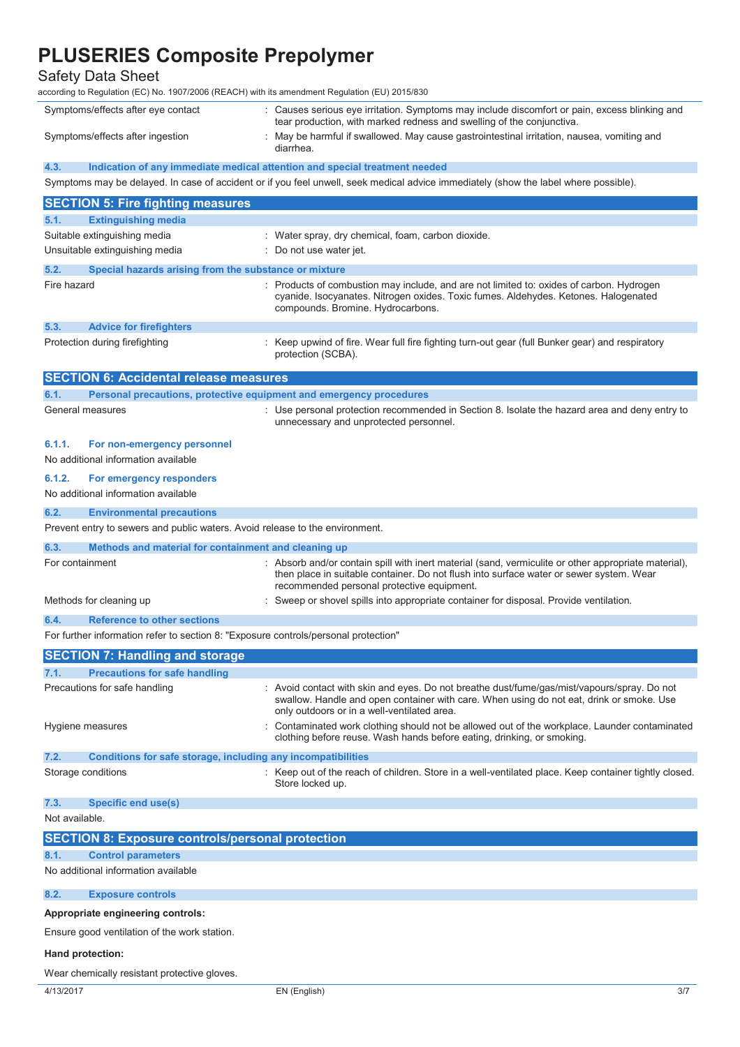| | |
|---|---|
| Symptoms/effects after eye contact | : Causes serious eye irritation. Symptoms may include discomfort or pain, excess blinking and tear production, with marked redness and swelling of the conjunctiva. |
| Symptoms/effects after ingestion | : May be harmful if swallowed. May cause gastrointestinal irritation, nausea, vomiting and diarrhea. |

### 4.3. Indication of any immediate medical attention and special treatment needed

Symptoms may be delayed. In case of accident or if you feel unwell, seek medical advice immediately (show the label where possible).

## SECTION 5: Fire fighting measures

### 5.1. Extinguishing media

| | |
|---|---|
| Suitable extinguishing media | : Water spray, dry chemical, foam, carbon dioxide. |
| Unsuitable extinguishing media | : Do not use water jet. |

### 5.2. Special hazards arising from the substance or mixture

| | |
|---|---|
| Fire hazard | : Products of combustion may include, and are not limited to: oxides of carbon. Hydrogen cyanide. Isocyanates. Nitrogen oxides. Toxic fumes. Aldehydes. Ketones. Halogenated compounds. Bromine. Hydrocarbons. |

### 5.3. Advice for firefighters

| | |
|---|---|
| Protection during firefighting | : Keep upwind of fire. Wear full fire fighting turn-out gear (full Bunker gear) and respiratory protection (SCBA). |

## SECTION 6: Accidental release measures

### 6.1. Personal precautions, protective equipment and emergency procedures

| | |
|---|---|
| General measures | : Use personal protection recommended in Section 8. Isolate the hazard area and deny entry to unnecessary and unprotected personnel. |

#### 6.1.1. For non-emergency personnel

No additional information available

#### 6.1.2. For emergency responders

No additional information available

### 6.2. Environmental precautions

Prevent entry to sewers and public waters. Avoid release to the environment.

### 6.3. Methods and material for containment and cleaning up

| | |
|---|---|
| For containment | : Absorb and/or contain spill with inert material (sand, vermiculite or other appropriate material), then place in suitable container. Do not flush into surface water or sewer system. Wear recommended personal protective equipment. |
| Methods for cleaning up | : Sweep or shovel spills into appropriate container for disposal. Provide ventilation. |

### 6.4. Reference to other sections

For further information refer to section 8: "Exposure controls/personal protection"

## SECTION 7: Handling and storage

### 7.1. Precautions for safe handling

| | |
|---|---|
| Precautions for safe handling | : Avoid contact with skin and eyes. Do not breathe dust/fume/gas/mist/vapours/spray. Do not swallow. Handle and open container with care. When using do not eat, drink or smoke. Use only outdoors or in a well-ventilated area. |
| Hygiene measures | : Contaminated work clothing should not be allowed out of the workplace. Launder contaminated clothing before reuse. Wash hands before eating, drinking, or smoking. |

### 7.2. Conditions for safe storage, including any incompatibilities

| | |
|---|---|
| Storage conditions | : Keep out of the reach of children. Store in a well-ventilated place. Keep container tightly closed. Store locked up. |

### 7.3. Specific end use(s)

Not available.

## SECTION 8: Exposure controls/personal protection

### 8.1. Control parameters

No additional information available

### 8.2. Exposure controls

**Appropriate engineering controls:**

Ensure good ventilation of the work station.

**Hand protection:**

Wear chemically resistant protective gloves.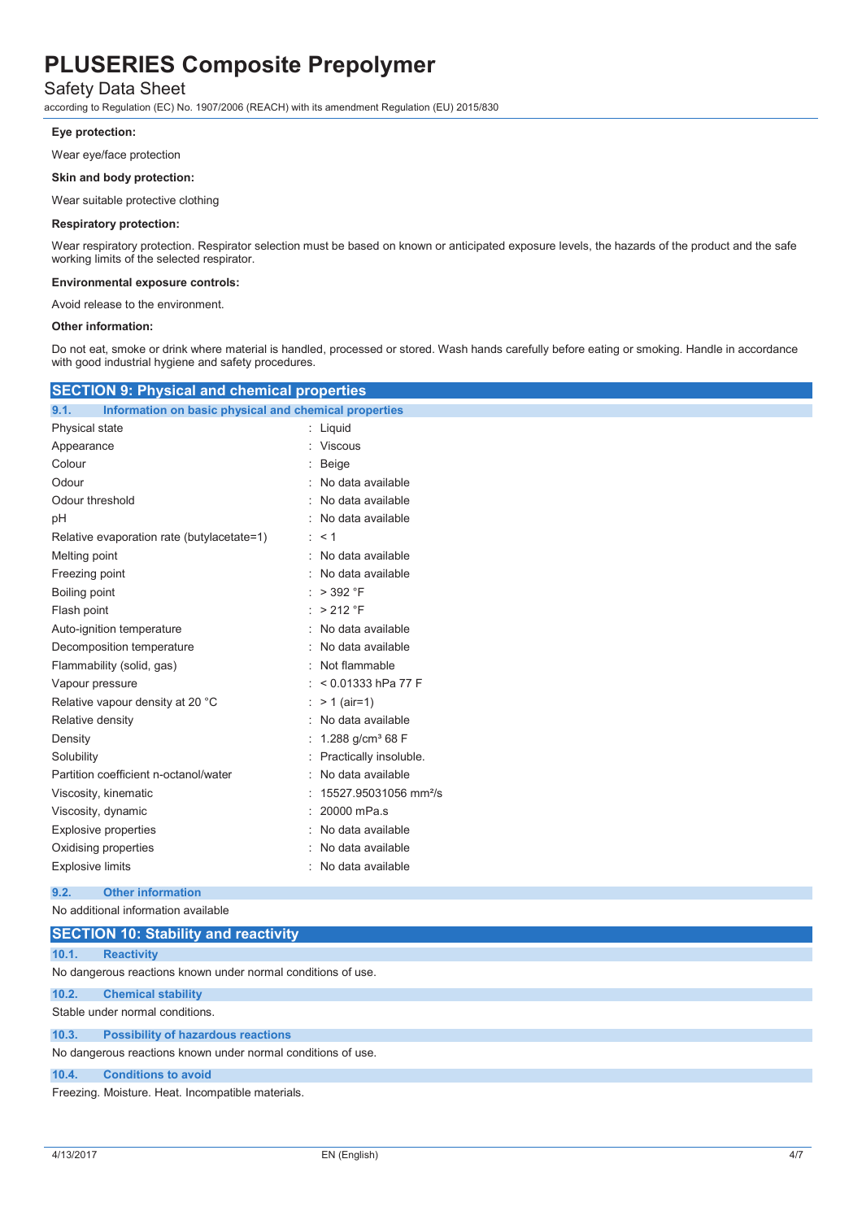**Eye protection:**

Wear eye/face protection

**Skin and body protection:**

Wear suitable protective clothing

**Respiratory protection:**

Wear respiratory protection. Respirator selection must be based on known or anticipated exposure levels, the hazards of the product and the safe working limits of the selected respirator.

**Environmental exposure controls:**

Avoid release to the environment.

**Other information:**

Do not eat, smoke or drink where material is handled, processed or stored. Wash hands carefully before eating or smoking. Handle in accordance with good industrial hygiene and safety procedures.

## SECTION 9: Physical and chemical properties

### 9.1. Information on basic physical and chemical properties

| Property | Value |
|---|---|
| Physical state | Liquid |
| Appearance | Viscous |
| Colour | Beige |
| Odour | No data available |
| Odour threshold | No data available |
| pH | No data available |
| Relative evaporation rate (butylacetate=1) | < 1 |
| Melting point | No data available |
| Freezing point | No data available |
| Boiling point | > 392 °F |
| Flash point | > 212 °F |
| Auto-ignition temperature | No data available |
| Decomposition temperature | No data available |
| Flammability (solid, gas) | Not flammable |
| Vapour pressure | < 0.01333 hPa 77 F |
| Relative vapour density at 20 °C | > 1 (air=1) |
| Relative density | No data available |
| Density | 1.288 g/cm³ 68 F |
| Solubility | Practically insoluble. |
| Partition coefficient n-octanol/water | No data available |
| Viscosity, kinematic | 15527.95031056 mm²/s |
| Viscosity, dynamic | 20000 mPa.s |
| Explosive properties | No data available |
| Oxidising properties | No data available |
| Explosive limits | No data available |

### 9.2. Other information

No additional information available

## SECTION 10: Stability and reactivity

### 10.1. Reactivity

No dangerous reactions known under normal conditions of use.

### 10.2. Chemical stability

Stable under normal conditions.

### 10.3. Possibility of hazardous reactions

No dangerous reactions known under normal conditions of use.

### 10.4. Conditions to avoid

Freezing. Moisture. Heat. Incompatible materials.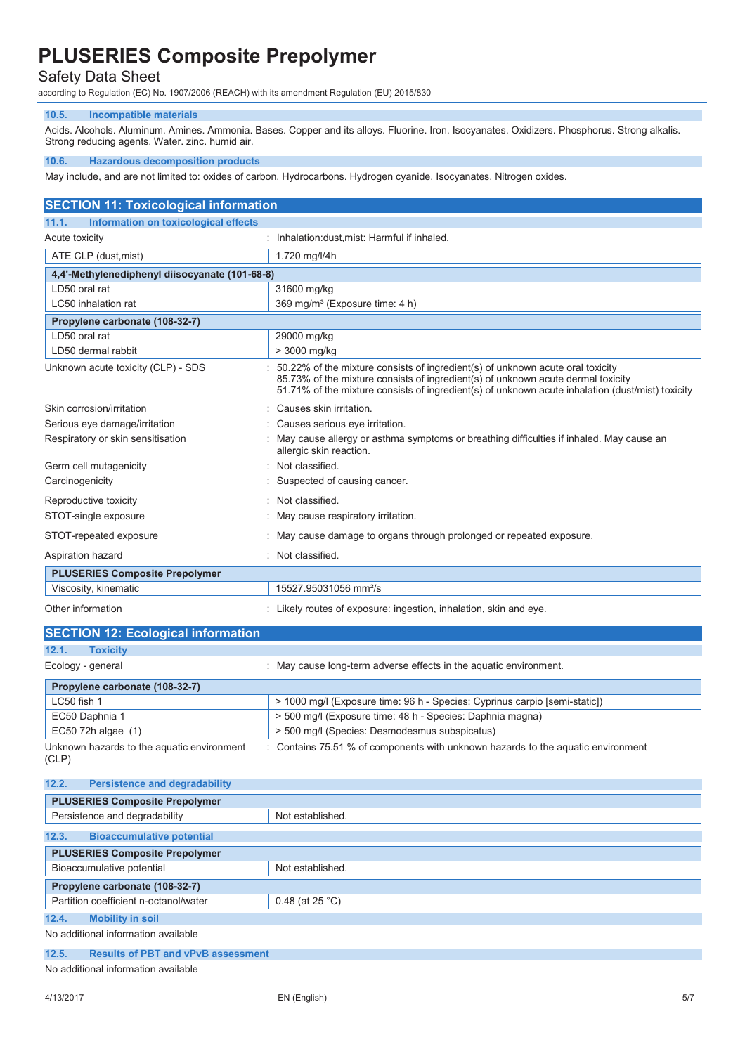### 10.5. Incompatible materials

Acids. Alcohols. Aluminum. Amines. Ammonia. Bases. Copper and its alloys. Fluorine. Iron. Isocyanates. Oxidizers. Phosphorus. Strong alkalis. Strong reducing agents. Water. zinc. humid air.

### 10.6. Hazardous decomposition products

May include, and are not limited to: oxides of carbon. Hydrocarbons. Hydrogen cyanide. Isocyanates. Nitrogen oxides.

## SECTION 11: Toxicological information

### 11.1. Information on toxicological effects

Acute toxicity : Inhalation:dust,mist: Harmful if inhaled.

| ATE CLP (dust,mist) | 1.720 mg/l/4h |
|---|---|

| **4,4'-Methylenediphenyl diisocyanate (101-68-8)** | |
|---|---|
| LD50 oral rat | 31600 mg/kg |
| LC50 inhalation rat | 369 mg/m³ (Exposure time: 4 h) |

| **Propylene carbonate (108-32-7)** | |
|---|---|
| LD50 oral rat | 29000 mg/kg |
| LD50 dermal rabbit | > 3000 mg/kg |

Unknown acute toxicity (CLP) - SDS : 50.22% of the mixture consists of ingredient(s) of unknown acute oral toxicity
85.73% of the mixture consists of ingredient(s) of unknown acute dermal toxicity
51.71% of the mixture consists of ingredient(s) of unknown acute inhalation (dust/mist) toxicity

Skin corrosion/irritation : Causes skin irritation.

Serious eye damage/irritation : Causes serious eye irritation.

Respiratory or skin sensitisation : May cause allergy or asthma symptoms or breathing difficulties if inhaled. May cause an allergic skin reaction.

Germ cell mutagenicity : Not classified.

Carcinogenicity : Suspected of causing cancer.

Reproductive toxicity : Not classified.

STOT-single exposure : May cause respiratory irritation.

STOT-repeated exposure : May cause damage to organs through prolonged or repeated exposure.

Aspiration hazard : Not classified.

| **PLUSERIES Composite Prepolymer** | |
|---|---|
| Viscosity, kinematic | 15527.95031056 mm²/s |

Other information : Likely routes of exposure: ingestion, inhalation, skin and eye.

## SECTION 12: Ecological information

### 12.1. Toxicity

Ecology - general : May cause long-term adverse effects in the aquatic environment.

| **Propylene carbonate (108-32-7)** | |
|---|---|
| LC50 fish 1 | > 1000 mg/l (Exposure time: 96 h - Species: Cyprinus carpio [semi-static]) |
| EC50 Daphnia 1 | > 500 mg/l (Exposure time: 48 h - Species: Daphnia magna) |
| EC50 72h algae (1) | > 500 mg/l (Species: Desmodesmus subspicatus) |

Unknown hazards to the aquatic environment (CLP) : Contains 75.51 % of components with unknown hazards to the aquatic environment

### 12.2. Persistence and degradability

| **PLUSERIES Composite Prepolymer** | |
|---|---|
| Persistence and degradability | Not established. |

### 12.3. Bioaccumulative potential

| **PLUSERIES Composite Prepolymer** | |
|---|---|
| Bioaccumulative potential | Not established. |

| **Propylene carbonate (108-32-7)** | |
|---|---|
| Partition coefficient n-octanol/water | 0.48 (at 25 °C) |

### 12.4. Mobility in soil

No additional information available

### 12.5. Results of PBT and vPvB assessment

No additional information available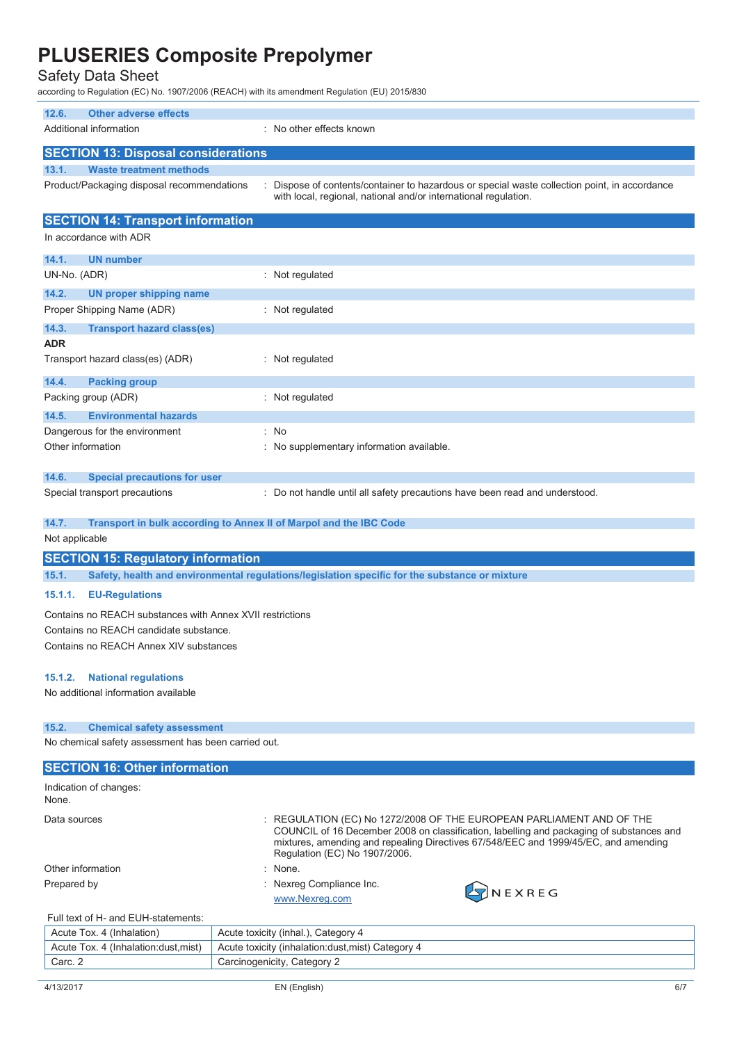### 12.6. Other adverse effects

Additional information : No other effects known

## SECTION 13: Disposal considerations

### 13.1. Waste treatment methods

Product/Packaging disposal recommendations : Dispose of contents/container to hazardous or special waste collection point, in accordance with local, regional, national and/or international regulation.

## SECTION 14: Transport information

In accordance with ADR

### 14.1. UN number

UN-No. (ADR) : Not regulated

### 14.2. UN proper shipping name

Proper Shipping Name (ADR) : Not regulated

### 14.3. Transport hazard class(es)

**ADR**

Transport hazard class(es) (ADR) : Not regulated

### 14.4. Packing group

Packing group (ADR) : Not regulated

### 14.5. Environmental hazards

Dangerous for the environment : No

Other information : No supplementary information available.

### 14.6. Special precautions for user

Special transport precautions : Do not handle until all safety precautions have been read and understood.

### 14.7. Transport in bulk according to Annex II of Marpol and the IBC Code

Not applicable

## SECTION 15: Regulatory information

### 15.1. Safety, health and environmental regulations/legislation specific for the substance or mixture

#### 15.1.1. EU-Regulations

Contains no REACH substances with Annex XVII restrictions

Contains no REACH candidate substance.

Contains no REACH Annex XIV substances

#### 15.1.2. National regulations

No additional information available

### 15.2. Chemical safety assessment

No chemical safety assessment has been carried out.

## SECTION 16: Other information

Indication of changes:
None.

Data sources : REGULATION (EC) No 1272/2008 OF THE EUROPEAN PARLIAMENT AND OF THE COUNCIL of 16 December 2008 on classification, labelling and packaging of substances and mixtures, amending and repealing Directives 67/548/EEC and 1999/45/EC, and amending Regulation (EC) No 1907/2006.

Other information : None.

Prepared by : Nexreg Compliance Inc.
www.Nexreg.com

NEXREG

Full text of H- and EUH-statements:

| | |
|---|---|
| Acute Tox. 4 (Inhalation) | Acute toxicity (inhal.), Category 4 |
| Acute Tox. 4 (Inhalation:dust,mist) | Acute toxicity (inhalation:dust,mist) Category 4 |
| Carc. 2 | Carcinogenicity, Category 2 |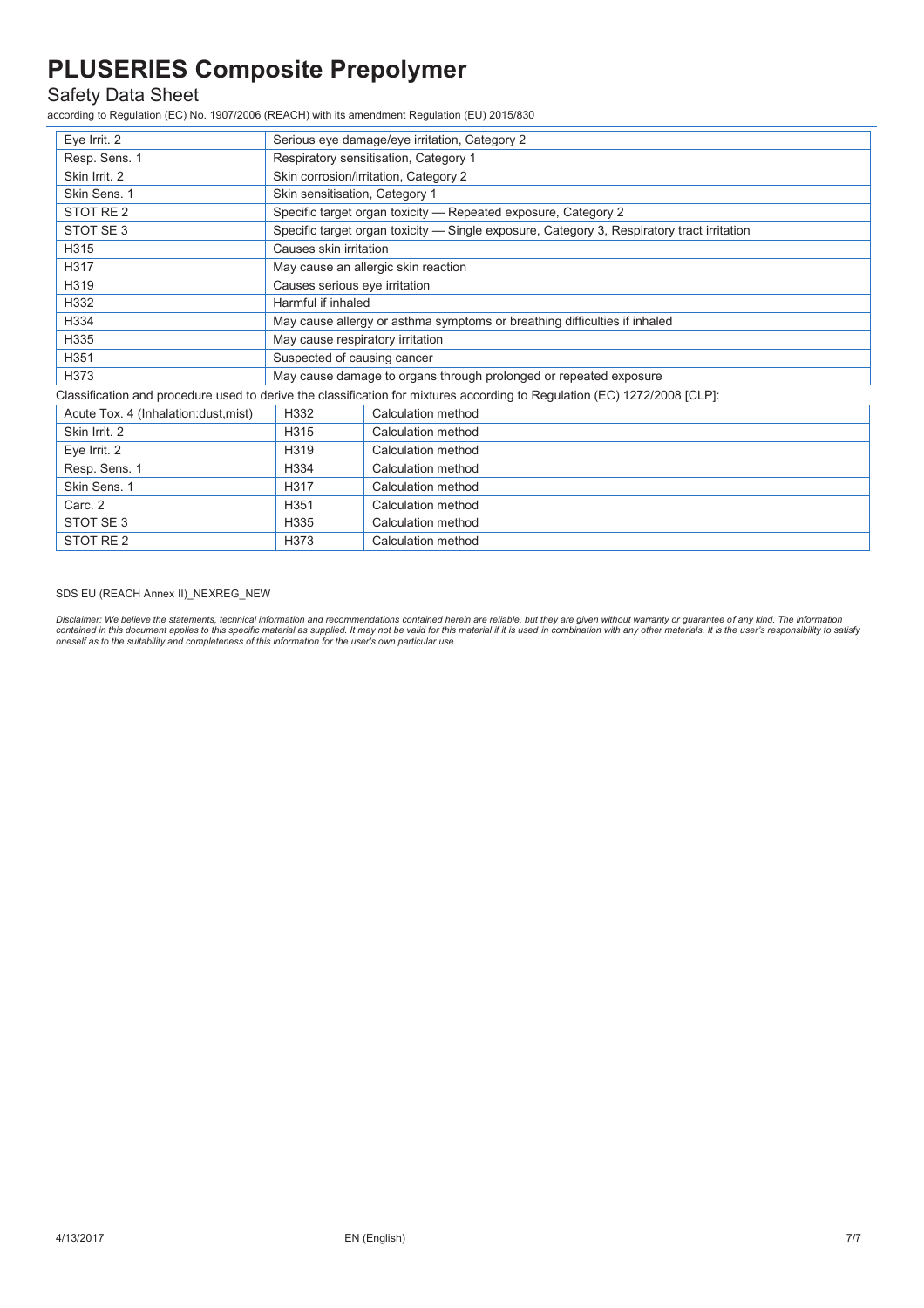| | |
|---|---|
| Eye Irrit. 2 | Serious eye damage/eye irritation, Category 2 |
| Resp. Sens. 1 | Respiratory sensitisation, Category 1 |
| Skin Irrit. 2 | Skin corrosion/irritation, Category 2 |
| Skin Sens. 1 | Skin sensitisation, Category 1 |
| STOT RE 2 | Specific target organ toxicity — Repeated exposure, Category 2 |
| STOT SE 3 | Specific target organ toxicity — Single exposure, Category 3, Respiratory tract irritation |
| H315 | Causes skin irritation |
| H317 | May cause an allergic skin reaction |
| H319 | Causes serious eye irritation |
| H332 | Harmful if inhaled |
| H334 | May cause allergy or asthma symptoms or breathing difficulties if inhaled |
| H335 | May cause respiratory irritation |
| H351 | Suspected of causing cancer |
| H373 | May cause damage to organs through prolonged or repeated exposure |

Classification and procedure used to derive the classification for mixtures according to Regulation (EC) 1272/2008 [CLP]:

| | | |
|---|---|---|
| Acute Tox. 4 (Inhalation:dust,mist) | H332 | Calculation method |
| Skin Irrit. 2 | H315 | Calculation method |
| Eye Irrit. 2 | H319 | Calculation method |
| Resp. Sens. 1 | H334 | Calculation method |
| Skin Sens. 1 | H317 | Calculation method |
| Carc. 2 | H351 | Calculation method |
| STOT SE 3 | H335 | Calculation method |
| STOT RE 2 | H373 | Calculation method |

SDS EU (REACH Annex II)_NEXREG_NEW

*Disclaimer: We believe the statements, technical information and recommendations contained herein are reliable, but they are given without warranty or guarantee of any kind. The information contained in this document applies to this specific material as supplied. It may not be valid for this material if it is used in combination with any other materials. It is the user's responsibility to satisfy oneself as to the suitability and completeness of this information for the user's own particular use.*